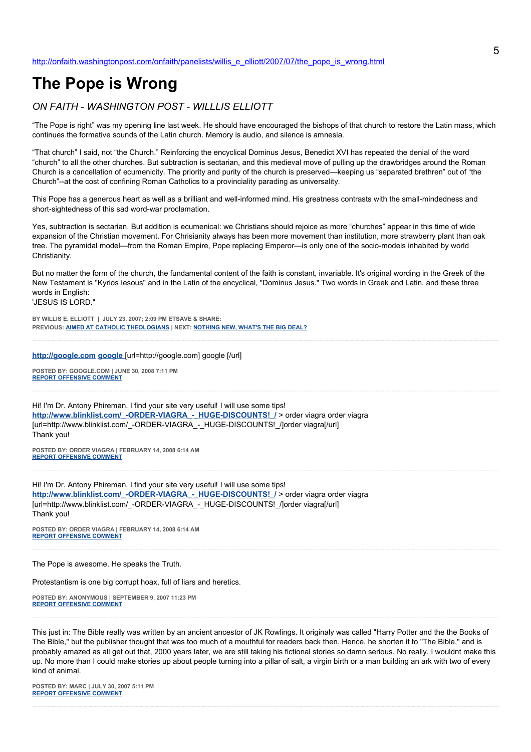http://onfaith.washingtonpost.com/onfaith/panelists/willis_e_elliott/2007/07/the_pope_is_wrong.html

# The Pope is Wrong

*ON FAITH - WASHINGTON POST - WILLLIS ELLIOTT*

"The Pope is right" was my opening line last week. He should have encouraged the bishops of that church to restore the Latin mass, which continues the formative sounds of the Latin church. Memory is audio, and silence is amnesia.

"That church" I said, not "the Church." Reinforcing the encyclical Dominus Jesus, Benedict XVI has repeated the denial of the word "church" to all the other churches. But subtraction is sectarian, and this medieval move of pulling up the drawbridges around the Roman Church is a cancellation of ecumenicity. The priority and purity of the church is preserved—keeping us "separated brethren" out of "the Church"--at the cost of confining Roman Catholics to a provinciality parading as universality.

This Pope has a generous heart as well as a brilliant and well-informed mind. His greatness contrasts with the small-mindedness and short-sightedness of this sad word-war proclamation.

Yes, subtraction is sectarian. But addition is ecumenical: we Christians should rejoice as more "churches" appear in this time of wide expansion of the Christian movement. For Chrisianity always has been more movement than institution, more strawberry plant than oak tree. The pyramidal model—from the Roman Empire, Pope replacing Emperor—is only one of the socio-models inhabited by world Christianity.

But no matter the form of the church, the fundamental content of the faith is constant, invariable. It's original wording in the Greek of the New Testament is "Kyrios Iesous" and in the Latin of the encyclical, "Dominus Jesus." Two words in Greek and Latin, and these three words in English:
'JESUS IS LORD."

**BY WILLIS E. ELLIOTT | JULY 23, 2007; 2:09 PM ETSAVE & SHARE:**
**PREVIOUS: AIMED AT CATHOLIC THEOLOGIANS | NEXT: NOTHING NEW, WHAT'S THE BIG DEAL?**

---

**http://google.com google** [url=http://google.com] google [/url]

**POSTED BY: GOOGLE.COM | JUNE 30, 2008 7:11 PM**
**REPORT OFFENSIVE COMMENT**

---

Hi! I'm Dr. Antony Phireman. I find your site very useful! I will use some tips!
**http://www.blinklist.com/_-ORDER-VIAGRA_-_HUGE-DISCOUNTS!_/** > order viagra order viagra
[url=http://www.blinklist.com/_-ORDER-VIAGRA_-_HUGE-DISCOUNTS!_/]order viagra[/url]
Thank you!

**POSTED BY: ORDER VIAGRA | FEBRUARY 14, 2008 6:14 AM**
**REPORT OFFENSIVE COMMENT**

---

Hi! I'm Dr. Antony Phireman. I find your site very useful! I will use some tips!
**http://www.blinklist.com/_-ORDER-VIAGRA_-_HUGE-DISCOUNTS!_/** > order viagra order viagra
[url=http://www.blinklist.com/_-ORDER-VIAGRA_-_HUGE-DISCOUNTS!_/]order viagra[/url]
Thank you!

**POSTED BY: ORDER VIAGRA | FEBRUARY 14, 2008 6:14 AM**
**REPORT OFFENSIVE COMMENT**

---

The Pope is awesome. He speaks the Truth.

Protestantism is one big corrupt hoax, full of liars and heretics.

**POSTED BY: ANONYMOUS | SEPTEMBER 9, 2007 11:23 PM**
**REPORT OFFENSIVE COMMENT**

---

This just in: The Bible really was written by an ancient ancestor of JK Rowlings. It originaly was called "Harry Potter and the the Books of The Bible," but the publisher thought that was too much of a mouthful for readers back then. Hence, he shorten it to "The Bible," and is probably amazed as all get out that, 2000 years later, we are still taking his fictional stories so damn serious. No really. I wouldnt make this up. No more than I could make stories up about people turning into a pillar of salt, a virgin birth or a man building an ark with two of every kind of animal.

**POSTED BY: MARC | JULY 30, 2007 5:11 PM**
**REPORT OFFENSIVE COMMENT**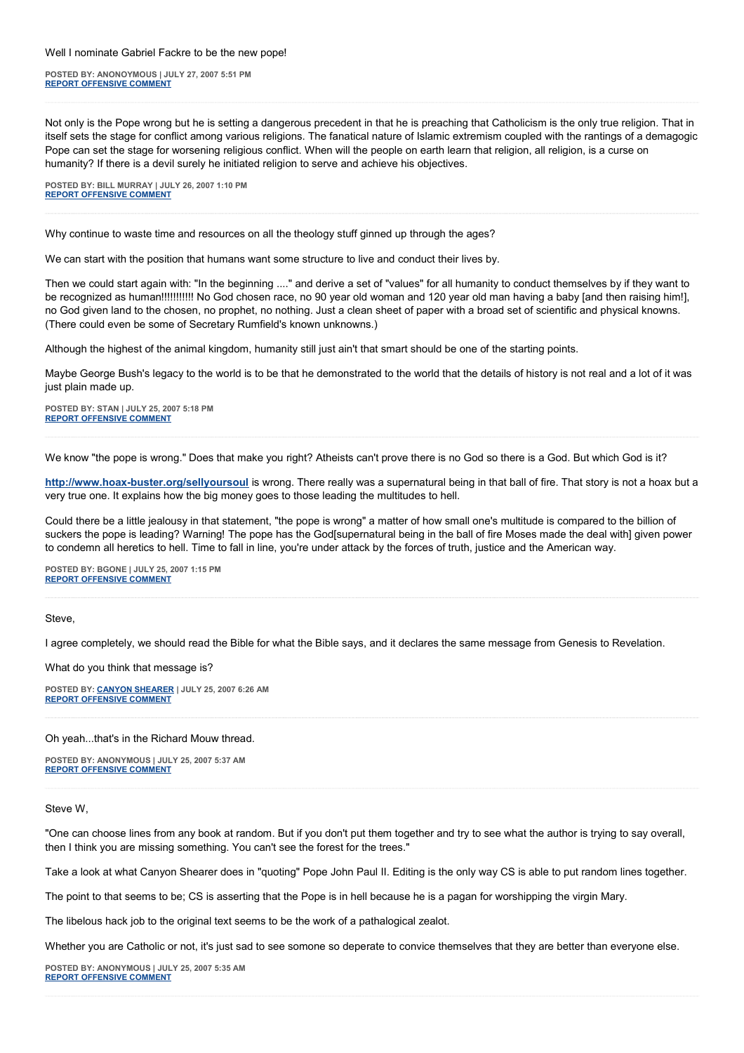Well I nominate Gabriel Fackre to be the new pope!

**POSTED BY: ANONYMOUS | JULY 27, 2007 5:51 PM**
**REPORT OFFENSIVE COMMENT**

---

Not only is the Pope wrong but he is setting a dangerous precedent in that he is preaching that Catholicism is the only true religion. That in itself sets the stage for conflict among various religions. The fanatical nature of Islamic extremism coupled with the rantings of a demagogic Pope can set the stage for worsening religious conflict. When will the people on earth learn that religion, all religion, is a curse on humanity? If there is a devil surely he initiated religion to serve and achieve his objectives.

**POSTED BY: BILL MURRAY | JULY 26, 2007 1:10 PM**
**REPORT OFFENSIVE COMMENT**

---

Why continue to waste time and resources on all the theology stuff ginned up through the ages?

We can start with the position that humans want some structure to live and conduct their lives by.

Then we could start again with: "In the beginning ...." and derive a set of "values" for all humanity to conduct themselves by if they want to be recognized as human!!!!!!!!!!! No God chosen race, no 90 year old woman and 120 year old man having a baby [and then raising him!], no God given land to the chosen, no prophet, no nothing. Just a clean sheet of paper with a broad set of scientific and physical knowns. (There could even be some of Secretary Rumfield's known unknowns.)

Although the highest of the animal kingdom, humanity still just ain't that smart should be one of the starting points.

Maybe George Bush's legacy to the world is to be that he demonstrated to the world that the details of history is not real and a lot of it was just plain made up.

**POSTED BY: STAN | JULY 25, 2007 5:18 PM**
**REPORT OFFENSIVE COMMENT**

---

We know "the pope is wrong." Does that make you right? Atheists can't prove there is no God so there is a God. But which God is it?

**http://www.hoax-buster.org/sellyoursoul** is wrong. There really was a supernatural being in that ball of fire. That story is not a hoax but a very true one. It explains how the big money goes to those leading the multitudes to hell.

Could there be a little jealousy in that statement, "the pope is wrong" a matter of how small one's multitude is compared to the billion of suckers the pope is leading? Warning! The pope has the God[supernatural being in the ball of fire Moses made the deal with] given power to condemn all heretics to hell. Time to fall in line, you're under attack by the forces of truth, justice and the American way.

**POSTED BY: BGONE | JULY 25, 2007 1:15 PM**
**REPORT OFFENSIVE COMMENT**

---

Steve,

I agree completely, we should read the Bible for what the Bible says, and it declares the same message from Genesis to Revelation.

What do you think that message is?

**POSTED BY: CANYON SHEARER | JULY 25, 2007 6:26 AM**
**REPORT OFFENSIVE COMMENT**

---

Oh yeah...that's in the Richard Mouw thread.

**POSTED BY: ANONYMOUS | JULY 25, 2007 5:37 AM**
**REPORT OFFENSIVE COMMENT**

---

Steve W,

"One can choose lines from any book at random. But if you don't put them together and try to see what the author is trying to say overall, then I think you are missing something. You can't see the forest for the trees."

Take a look at what Canyon Shearer does in "quoting" Pope John Paul II. Editing is the only way CS is able to put random lines together.

The point to that seems to be; CS is asserting that the Pope is in hell because he is a pagan for worshipping the virgin Mary.

The libelous hack job to the original text seems to be the work of a pathalogical zealot.

Whether you are Catholic or not, it's just sad to see somone so deperate to convice themselves that they are better than everyone else.

**POSTED BY: ANONYMOUS | JULY 25, 2007 5:35 AM**
**REPORT OFFENSIVE COMMENT**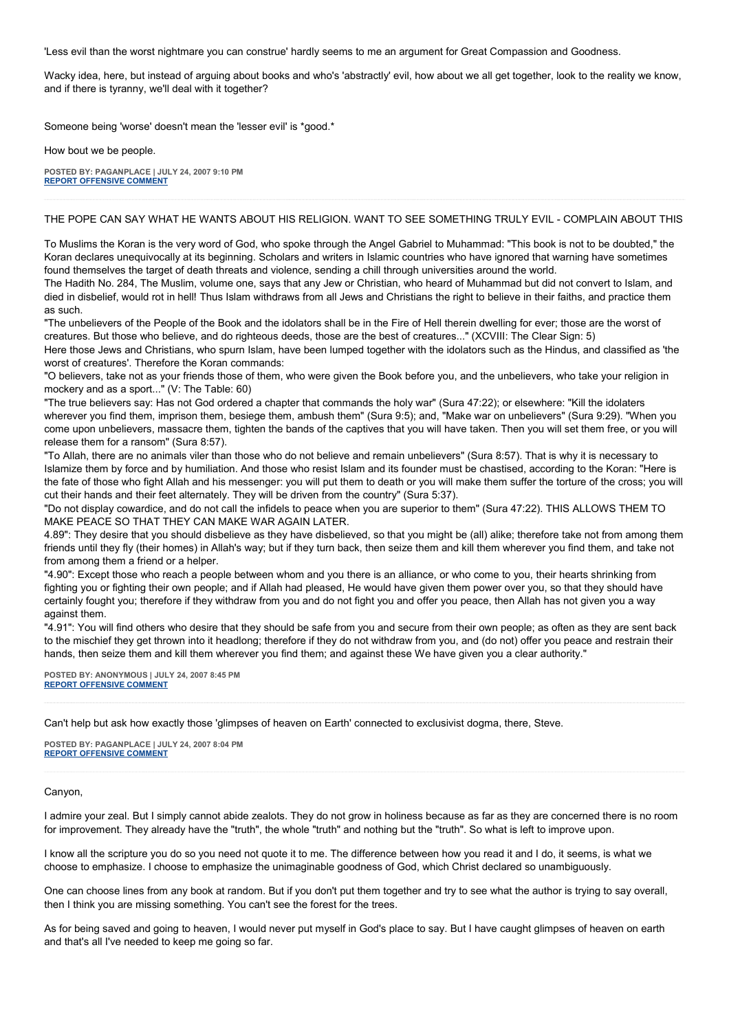'Less evil than the worst nightmare you can construe' hardly seems to me an argument for Great Compassion and Goodness.

Wacky idea, here, but instead of arguing about books and who's 'abstractly' evil, how about we all get together, look to the reality we know, and if there is tyranny, we'll deal with it together?

Someone being 'worse' doesn't mean the 'lesser evil' is *good.*

How bout we be people.

**POSTED BY: PAGANPLACE | JULY 24, 2007 9:10 PM**
**REPORT OFFENSIVE COMMENT**

---

THE POPE CAN SAY WHAT HE WANTS ABOUT HIS RELIGION. WANT TO SEE SOMETHING TRULY EVIL - COMPLAIN ABOUT THIS

To Muslims the Koran is the very word of God, who spoke through the Angel Gabriel to Muhammad: "This book is not to be doubted," the Koran declares unequivocally at its beginning. Scholars and writers in Islamic countries who have ignored that warning have sometimes found themselves the target of death threats and violence, sending a chill through universities around the world.
The Hadith No. 284, The Muslim, volume one, says that any Jew or Christian, who heard of Muhammad but did not convert to Islam, and died in disbelief, would rot in hell! Thus Islam withdraws from all Jews and Christians the right to believe in their faiths, and practice them as such.
"The unbelievers of the People of the Book and the idolators shall be in the Fire of Hell therein dwelling for ever; those are the worst of creatures. But those who believe, and do righteous deeds, those are the best of creatures..." (XCVIII: The Clear Sign: 5)
Here those Jews and Christians, who spurn Islam, have been lumped together with the idolators such as the Hindus, and classified as 'the worst of creatures'. Therefore the Koran commands:
"O believers, take not as your friends those of them, who were given the Book before you, and the unbelievers, who take your religion in mockery and as a sport..." (V: The Table: 60)
"The true believers say: Has not God ordered a chapter that commands the holy war" (Sura 47:22); or elsewhere: "Kill the idolaters wherever you find them, imprison them, besiege them, ambush them" (Sura 9:5); and, "Make war on unbelievers" (Sura 9:29). "When you come upon unbelievers, massacre them, tighten the bands of the captives that you will have taken. Then you will set them free, or you will release them for a ransom" (Sura 8:57).
"To Allah, there are no animals viler than those who do not believe and remain unbelievers" (Sura 8:57). That is why it is necessary to Islamize them by force and by humiliation. And those who resist Islam and its founder must be chastised, according to the Koran: "Here is the fate of those who fight Allah and his messenger: you will put them to death or you will make them suffer the torture of the cross; you will cut their hands and their feet alternately. They will be driven from the country" (Sura 5:37).
"Do not display cowardice, and do not call the infidels to peace when you are superior to them" (Sura 47:22). THIS ALLOWS THEM TO MAKE PEACE SO THAT THEY CAN MAKE WAR AGAIN LATER.
4.89": They desire that you should disbelieve as they have disbelieved, so that you might be (all) alike; therefore take not from among them friends until they fly (their homes) in Allah's way; but if they turn back, then seize them and kill them wherever you find them, and take not from among them a friend or a helper.
"4.90": Except those who reach a people between whom and you there is an alliance, or who come to you, their hearts shrinking from fighting you or fighting their own people; and if Allah had pleased, He would have given them power over you, so that they should have certainly fought you; therefore if they withdraw from you and do not fight you and offer you peace, then Allah has not given you a way against them.
"4.91": You will find others who desire that they should be safe from you and secure from their own people; as often as they are sent back to the mischief they get thrown into it headlong; therefore if they do not withdraw from you, and (do not) offer you peace and restrain their hands, then seize them and kill them wherever you find them; and against these We have given you a clear authority."

**POSTED BY: ANONYMOUS | JULY 24, 2007 8:45 PM**
**REPORT OFFENSIVE COMMENT**

---

Can't help but ask how exactly those 'glimpses of heaven on Earth' connected to exclusivist dogma, there, Steve.

**POSTED BY: PAGANPLACE | JULY 24, 2007 8:04 PM**
**REPORT OFFENSIVE COMMENT**

---

Canyon,

I admire your zeal. But I simply cannot abide zealots. They do not grow in holiness because as far as they are concerned there is no room for improvement. They already have the "truth", the whole "truth" and nothing but the "truth". So what is left to improve upon.

I know all the scripture you do so you need not quote it to me. The difference between how you read it and I do, it seems, is what we choose to emphasize. I choose to emphasize the unimaginable goodness of God, which Christ declared so unambiguously.

One can choose lines from any book at random. But if you don't put them together and try to see what the author is trying to say overall, then I think you are missing something. You can't see the forest for the trees.

As for being saved and going to heaven, I would never put myself in God's place to say. But I have caught glimpses of heaven on earth and that's all I've needed to keep me going so far.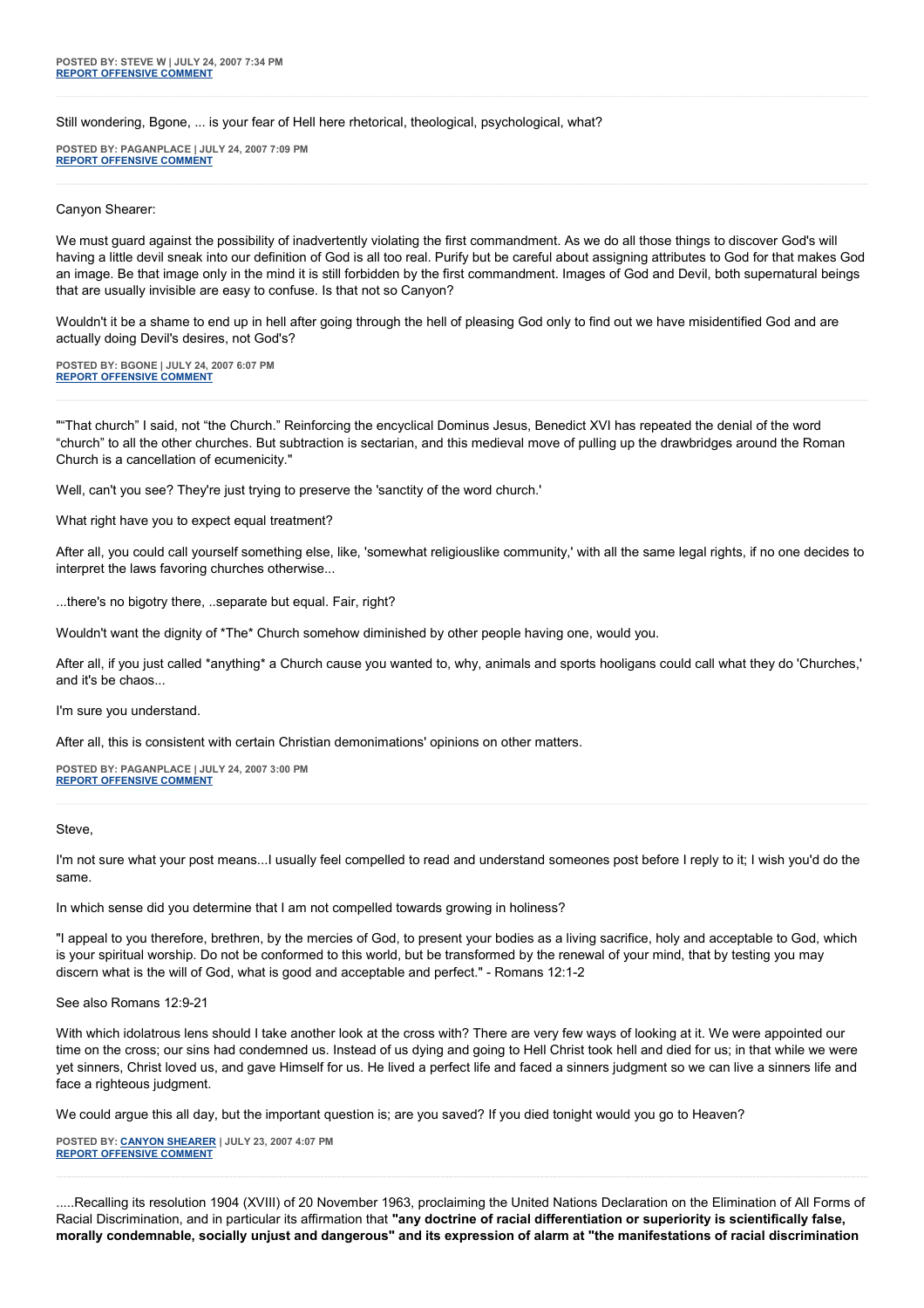**POSTED BY: STEVE W | JULY 24, 2007 7:34 PM**
**REPORT OFFENSIVE COMMENT**

Still wondering, Bgone, ... is your fear of Hell here rhetorical, theological, psychological, what?

**POSTED BY: PAGANPLACE | JULY 24, 2007 7:09 PM**
**REPORT OFFENSIVE COMMENT**

Canyon Shearer:

We must guard against the possibility of inadvertently violating the first commandment. As we do all those things to discover God's will having a little devil sneak into our definition of God is all too real. Purify but be careful about assigning attributes to God for that makes God an image. Be that image only in the mind it is still forbidden by the first commandment. Images of God and Devil, both supernatural beings that are usually invisible are easy to confuse. Is that not so Canyon?

Wouldn't it be a shame to end up in hell after going through the hell of pleasing God only to find out we have misidentified God and are actually doing Devil's desires, not God's?

**POSTED BY: BGONE | JULY 24, 2007 6:07 PM**
**REPORT OFFENSIVE COMMENT**

"“That church” I said, not “the Church.” Reinforcing the encyclical Dominus Jesus, Benedict XVI has repeated the denial of the word “church” to all the other churches. But subtraction is sectarian, and this medieval move of pulling up the drawbridges around the Roman Church is a cancellation of ecumenicity."

Well, can't you see? They're just trying to preserve the 'sanctity of the word church.'

What right have you to expect equal treatment?

After all, you could call yourself something else, like, 'somewhat religiouslike community,' with all the same legal rights, if no one decides to interpret the laws favoring churches otherwise...

...there's no bigotry there, ..separate but equal. Fair, right?

Wouldn't want the dignity of *The* Church somehow diminished by other people having one, would you.

After all, if you just called *anything* a Church cause you wanted to, why, animals and sports hooligans could call what they do 'Churches,' and it's be chaos...

I'm sure you understand.

After all, this is consistent with certain Christian demonimations' opinions on other matters.

**POSTED BY: PAGANPLACE | JULY 24, 2007 3:00 PM**
**REPORT OFFENSIVE COMMENT**

Steve,

I'm not sure what your post means...I usually feel compelled to read and understand someones post before I reply to it; I wish you'd do the same.

In which sense did you determine that I am not compelled towards growing in holiness?

"I appeal to you therefore, brethren, by the mercies of God, to present your bodies as a living sacrifice, holy and acceptable to God, which is your spiritual worship. Do not be conformed to this world, but be transformed by the renewal of your mind, that by testing you may discern what is the will of God, what is good and acceptable and perfect." - Romans 12:1-2

See also Romans 12:9-21

With which idolatrous lens should I take another look at the cross with? There are very few ways of looking at it. We were appointed our time on the cross; our sins had condemned us. Instead of us dying and going to Hell Christ took hell and died for us; in that while we were yet sinners, Christ loved us, and gave Himself for us. He lived a perfect life and faced a sinners judgment so we can live a sinners life and face a righteous judgment.

We could argue this all day, but the important question is; are you saved? If you died tonight would you go to Heaven?

**POSTED BY: CANYON SHEARER | JULY 23, 2007 4:07 PM**
**REPORT OFFENSIVE COMMENT**

.....Recalling its resolution 1904 (XVIII) of 20 November 1963, proclaiming the United Nations Declaration on the Elimination of All Forms of Racial Discrimination, and in particular its affirmation that **"any doctrine of racial differentiation or superiority is scientifically false, morally condemnable, socially unjust and dangerous" and its expression of alarm at "the manifestations of racial discrimination**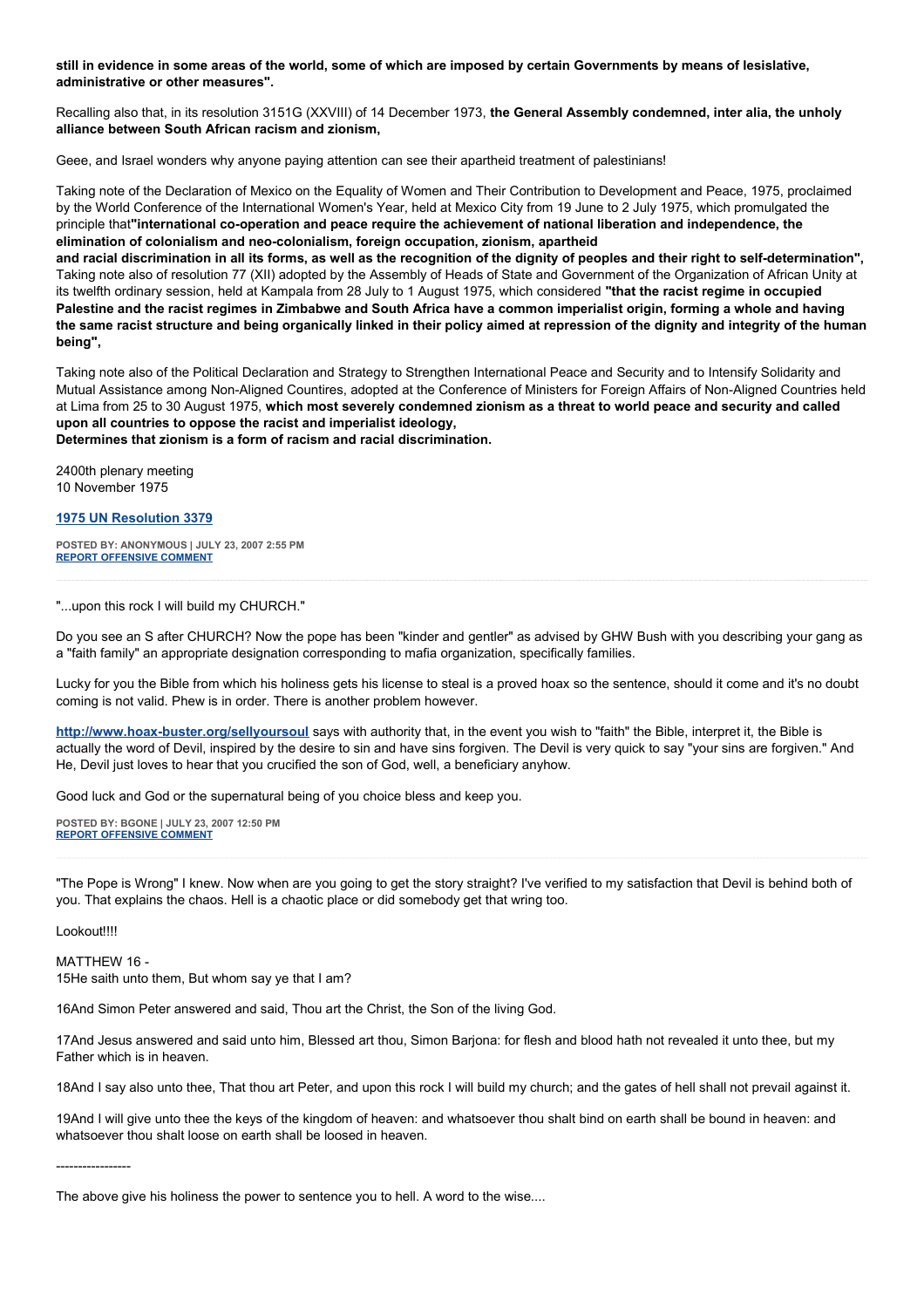**still in evidence in some areas of the world, some of which are imposed by certain Governments by means of lesislative, administrative or other measures".**

Recalling also that, in its resolution 3151G (XXVIII) of 14 December 1973, **the General Assembly condemned, inter alia, the unholy alliance between South African racism and zionism,**

Geee, and Israel wonders why anyone paying attention can see their apartheid treatment of palestinians!

Taking note of the Declaration of Mexico on the Equality of Women and Their Contribution to Development and Peace, 1975, proclaimed by the World Conference of the International Women's Year, held at Mexico City from 19 June to 2 July 1975, which promulgated the principle that**"international co-operation and peace require the achievement of national liberation and independence, the elimination of colonialism and neo-colonialism, foreign occupation, zionism, apartheid and racial discrimination in all its forms, as well as the recognition of the dignity of peoples and their right to self-determination",**
Taking note also of resolution 77 (XII) adopted by the Assembly of Heads of State and Government of the Organization of African Unity at its twelfth ordinary session, held at Kampala from 28 July to 1 August 1975, which considered **"that the racist regime in occupied Palestine and the racist regimes in Zimbabwe and South Africa have a common imperialist origin, forming a whole and having the same racist structure and being organically linked in their policy aimed at repression of the dignity and integrity of the human being",**

Taking note also of the Political Declaration and Strategy to Strengthen International Peace and Security and to Intensify Solidarity and Mutual Assistance among Non-Aligned Countires, adopted at the Conference of Ministers for Foreign Affairs of Non-Aligned Countries held at Lima from 25 to 30 August 1975, **which most severely condemned zionism as a threat to world peace and security and called upon all countries to oppose the racist and imperialist ideology,**
**Determines that zionism is a form of racism and racial discrimination.**

2400th plenary meeting
10 November 1975

**1975 UN Resolution 3379**

**POSTED BY: ANONYMOUS | JULY 23, 2007 2:55 PM**
**REPORT OFFENSIVE COMMENT**

---

"...upon this rock I will build my CHURCH."

Do you see an S after CHURCH? Now the pope has been "kinder and gentler" as advised by GHW Bush with you describing your gang as a "faith family" an appropriate designation corresponding to mafia organization, specifically families.

Lucky for you the Bible from which his holiness gets his license to steal is a proved hoax so the sentence, should it come and it's no doubt coming is not valid. Phew is in order. There is another problem however.

**http://www.hoax-buster.org/sellyoursoul** says with authority that, in the event you wish to "faith" the Bible, interpret it, the Bible is actually the word of Devil, inspired by the desire to sin and have sins forgiven. The Devil is very quick to say "your sins are forgiven." And He, Devil just loves to hear that you crucified the son of God, well, a beneficiary anyhow.

Good luck and God or the supernatural being of you choice bless and keep you.

**POSTED BY: BGONE | JULY 23, 2007 12:50 PM**
**REPORT OFFENSIVE COMMENT**

---

"The Pope is Wrong" I knew. Now when are you going to get the story straight? I've verified to my satisfaction that Devil is behind both of you. That explains the chaos. Hell is a chaotic place or did somebody get that wring too.

Lookout!!!!

MATTHEW 16 -
15He saith unto them, But whom say ye that I am?

16And Simon Peter answered and said, Thou art the Christ, the Son of the living God.

17And Jesus answered and said unto him, Blessed art thou, Simon Barjona: for flesh and blood hath not revealed it unto thee, but my Father which is in heaven.

18And I say also unto thee, That thou art Peter, and upon this rock I will build my church; and the gates of hell shall not prevail against it.

19And I will give unto thee the keys of the kingdom of heaven: and whatsoever thou shalt bind on earth shall be bound in heaven: and whatsoever thou shalt loose on earth shall be loosed in heaven.

-----------------

The above give his holiness the power to sentence you to hell. A word to the wise....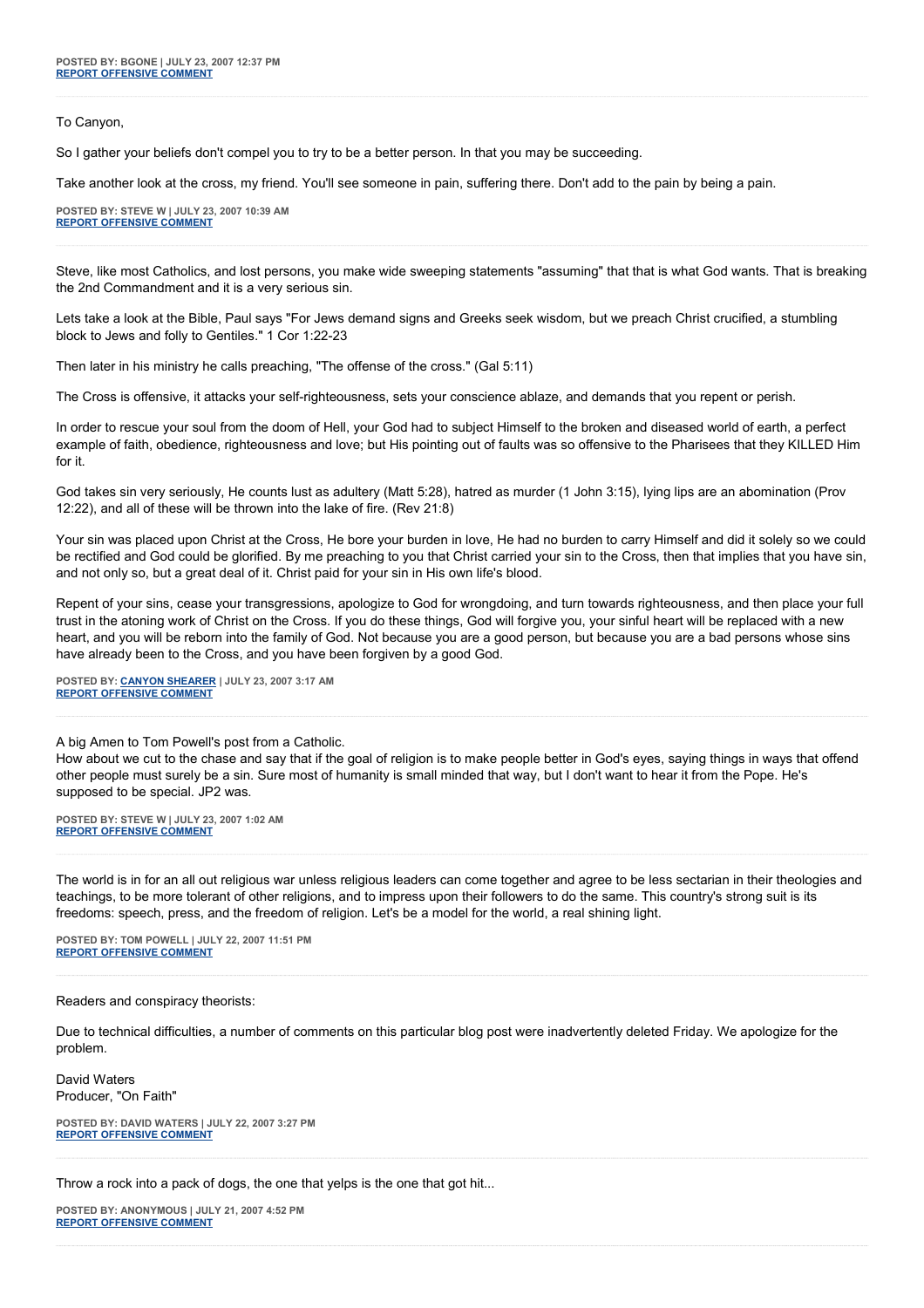**POSTED BY: BGONE | JULY 23, 2007 12:37 PM**
**[REPORT OFFENSIVE COMMENT]**

---

To Canyon,

So I gather your beliefs don't compel you to try to be a better person. In that you may be succeeding.

Take another look at the cross, my friend. You'll see someone in pain, suffering there. Don't add to the pain by being a pain.

**POSTED BY: STEVE W | JULY 23, 2007 10:39 AM**
**[REPORT OFFENSIVE COMMENT]**

---

Steve, like most Catholics, and lost persons, you make wide sweeping statements "assuming" that that is what God wants. That is breaking the 2nd Commandment and it is a very serious sin.

Lets take a look at the Bible, Paul says "For Jews demand signs and Greeks seek wisdom, but we preach Christ crucified, a stumbling block to Jews and folly to Gentiles." 1 Cor 1:22-23

Then later in his ministry he calls preaching, "The offense of the cross." (Gal 5:11)

The Cross is offensive, it attacks your self-righteousness, sets your conscience ablaze, and demands that you repent or perish.

In order to rescue your soul from the doom of Hell, your God had to subject Himself to the broken and diseased world of earth, a perfect example of faith, obedience, righteousness and love; but His pointing out of faults was so offensive to the Pharisees that they KILLED Him for it.

God takes sin very seriously, He counts lust as adultery (Matt 5:28), hatred as murder (1 John 3:15), lying lips are an abomination (Prov 12:22), and all of these will be thrown into the lake of fire. (Rev 21:8)

Your sin was placed upon Christ at the Cross, He bore your burden in love, He had no burden to carry Himself and did it solely so we could be rectified and God could be glorified. By me preaching to you that Christ carried your sin to the Cross, then that implies that you have sin, and not only so, but a great deal of it. Christ paid for your sin in His own life's blood.

Repent of your sins, cease your transgressions, apologize to God for wrongdoing, and turn towards righteousness, and then place your full trust in the atoning work of Christ on the Cross. If you do these things, God will forgive you, your sinful heart will be replaced with a new heart, and you will be reborn into the family of God. Not because you are a good person, but because you are a bad persons whose sins have already been to the Cross, and you have been forgiven by a good God.

**POSTED BY: [CANYON SHEARER] | JULY 23, 2007 3:17 AM**
**[REPORT OFFENSIVE COMMENT]**

---

A big Amen to Tom Powell's post from a Catholic.
How about we cut to the chase and say that if the goal of religion is to make people better in God's eyes, saying things in ways that offend other people must surely be a sin. Sure most of humanity is small minded that way, but I don't want to hear it from the Pope. He's supposed to be special. JP2 was.

**POSTED BY: STEVE W | JULY 23, 2007 1:02 AM**
**[REPORT OFFENSIVE COMMENT]**

---

The world is in for an all out religious war unless religious leaders can come together and agree to be less sectarian in their theologies and teachings, to be more tolerant of other religions, and to impress upon their followers to do the same. This country's strong suit is its freedoms: speech, press, and the freedom of religion. Let's be a model for the world, a real shining light.

**POSTED BY: TOM POWELL | JULY 22, 2007 11:51 PM**
**[REPORT OFFENSIVE COMMENT]**

---

Readers and conspiracy theorists:

Due to technical difficulties, a number of comments on this particular blog post were inadvertently deleted Friday. We apologize for the problem.

David Waters
Producer, "On Faith"

**POSTED BY: DAVID WATERS | JULY 22, 2007 3:27 PM**
**[REPORT OFFENSIVE COMMENT]**

---

Throw a rock into a pack of dogs, the one that yelps is the one that got hit...

**POSTED BY: ANONYMOUS | JULY 21, 2007 4:52 PM**
**[REPORT OFFENSIVE COMMENT]**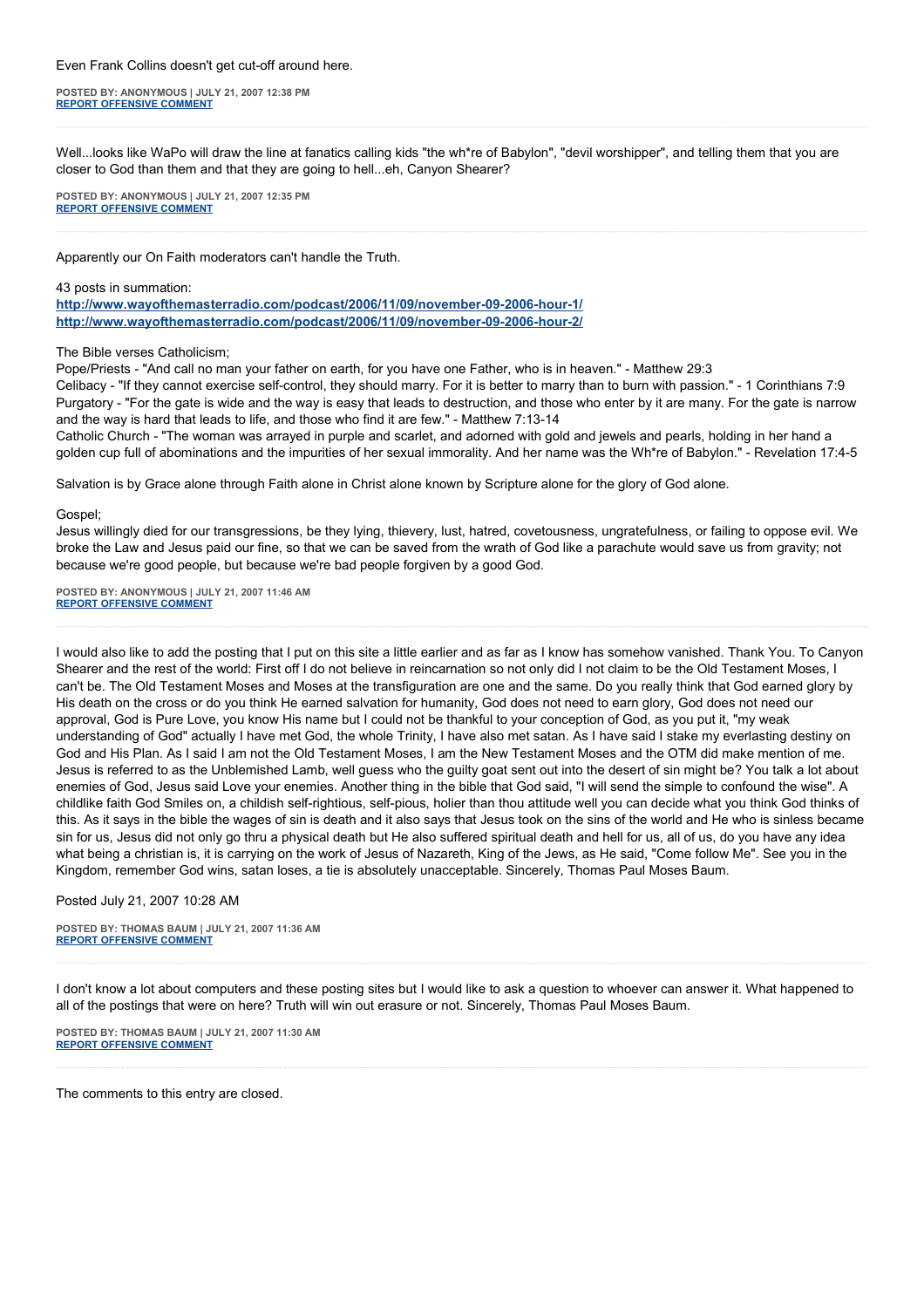Even Frank Collins doesn't get cut-off around here.

**POSTED BY: ANONYMOUS | JULY 21, 2007 12:38 PM**
**REPORT OFFENSIVE COMMENT**

---

Well...looks like WaPo will draw the line at fanatics calling kids "the wh*re of Babylon", "devil worshipper", and telling them that you are closer to God than them and that they are going to hell...eh, Canyon Shearer?

**POSTED BY: ANONYMOUS | JULY 21, 2007 12:35 PM**
**REPORT OFFENSIVE COMMENT**

---

Apparently our On Faith moderators can't handle the Truth.

43 posts in summation:
**http://www.wayofthemasterradio.com/podcast/2006/11/09/november-09-2006-hour-1/**
**http://www.wayofthemasterradio.com/podcast/2006/11/09/november-09-2006-hour-2/**

The Bible verses Catholicism;
Pope/Priests - "And call no man your father on earth, for you have one Father, who is in heaven." - Matthew 29:3
Celibacy - "If they cannot exercise self-control, they should marry. For it is better to marry than to burn with passion." - 1 Corinthians 7:9
Purgatory - "For the gate is wide and the way is easy that leads to destruction, and those who enter by it are many. For the gate is narrow and the way is hard that leads to life, and those who find it are few." - Matthew 7:13-14
Catholic Church - "The woman was arrayed in purple and scarlet, and adorned with gold and jewels and pearls, holding in her hand a golden cup full of abominations and the impurities of her sexual immorality. And her name was the Wh*re of Babylon." - Revelation 17:4-5

Salvation is by Grace alone through Faith alone in Christ alone known by Scripture alone for the glory of God alone.

Gospel;
Jesus willingly died for our transgressions, be they lying, thievery, lust, hatred, covetousness, ungratefulness, or failing to oppose evil. We broke the Law and Jesus paid our fine, so that we can be saved from the wrath of God like a parachute would save us from gravity; not because we're good people, but because we're bad people forgiven by a good God.

**POSTED BY: ANONYMOUS | JULY 21, 2007 11:46 AM**
**REPORT OFFENSIVE COMMENT**

---

I would also like to add the posting that I put on this site a little earlier and as far as I know has somehow vanished. Thank You. To Canyon Shearer and the rest of the world: First off I do not believe in reincarnation so not only did I not claim to be the Old Testament Moses, I can't be. The Old Testament Moses and Moses at the transfiguration are one and the same. Do you really think that God earned glory by His death on the cross or do you think He earned salvation for humanity, God does not need to earn glory, God does not need our approval, God is Pure Love, you know His name but I could not be thankful to your conception of God, as you put it, "my weak understanding of God" actually I have met God, the whole Trinity, I have also met satan. As I have said I stake my everlasting destiny on God and His Plan. As I said I am not the Old Testament Moses, I am the New Testament Moses and the OTM did make mention of me. Jesus is referred to as the Unblemished Lamb, well guess who the guilty goat sent out into the desert of sin might be? You talk a lot about enemies of God, Jesus said Love your enemies. Another thing in the bible that God said, "I will send the simple to confound the wise". A childlike faith God Smiles on, a childish self-rightious, self-pious, holier than thou attitude well you can decide what you think God thinks of this. As it says in the bible the wages of sin is death and it also says that Jesus took on the sins of the world and He who is sinless became sin for us, Jesus did not only go thru a physical death but He also suffered spiritual death and hell for us, all of us, do you have any idea what being a christian is, it is carrying on the work of Jesus of Nazareth, King of the Jews, as He said, "Come follow Me". See you in the Kingdom, remember God wins, satan loses, a tie is absolutely unacceptable. Sincerely, Thomas Paul Moses Baum.

Posted July 21, 2007 10:28 AM

**POSTED BY: THOMAS BAUM | JULY 21, 2007 11:36 AM**
**REPORT OFFENSIVE COMMENT**

---

I don't know a lot about computers and these posting sites but I would like to ask a question to whoever can answer it. What happened to all of the postings that were on here? Truth will win out erasure or not. Sincerely, Thomas Paul Moses Baum.

**POSTED BY: THOMAS BAUM | JULY 21, 2007 11:30 AM**
**REPORT OFFENSIVE COMMENT**

---

The comments to this entry are closed.